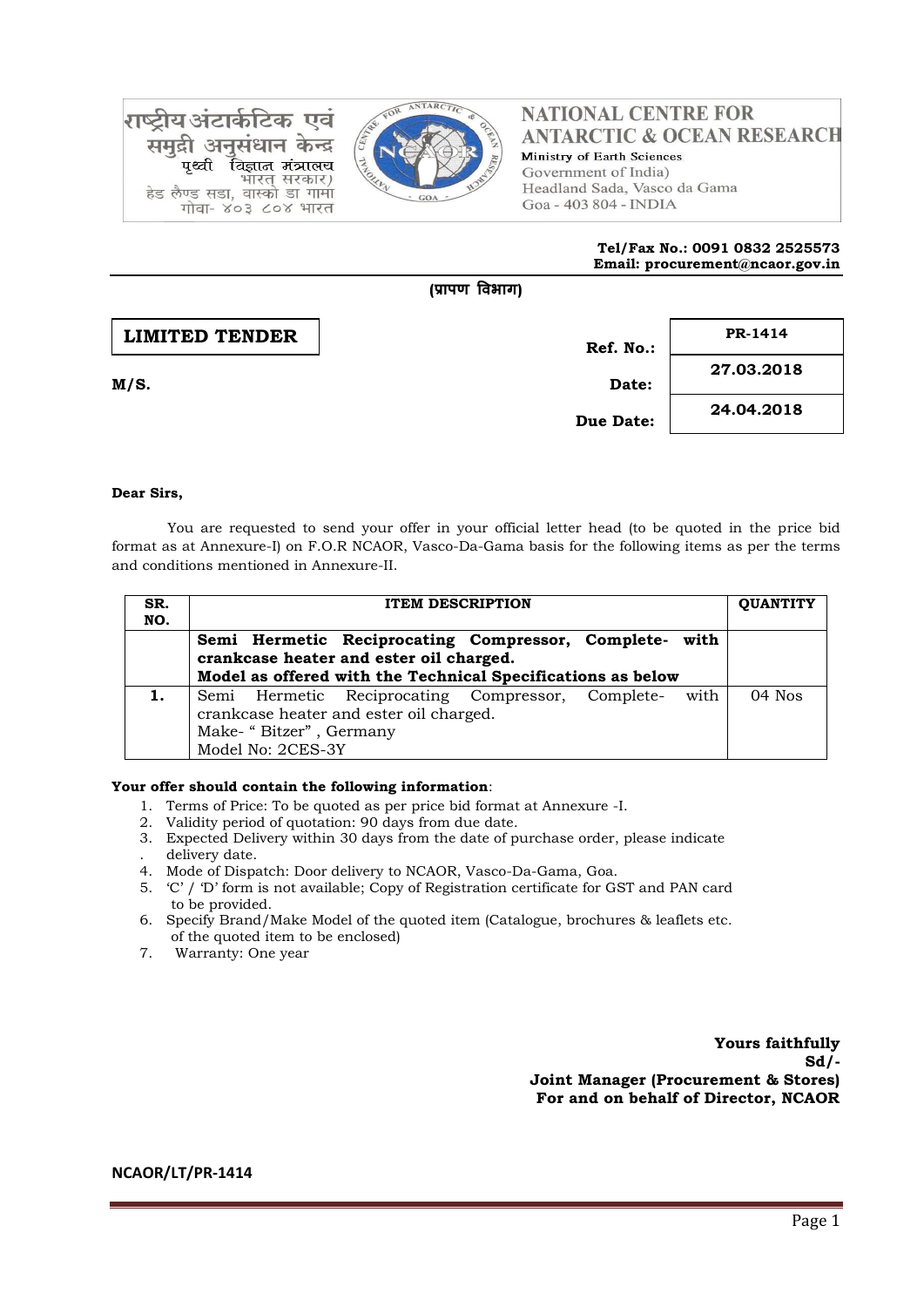राष्ट्रीय अंटार्कटिक एवं समुद्री अनुसंधान केन्द्र
पृथ्वी विज्ञान मंत्रालय
भारत सरकार)
हेड लैण्ड सडा, वास्को डा गामा
गोवा- ४०३ ८०४ भारत

**NATIONAL CENTRE FOR ANTARCTIC & OCEAN RESEARCH**
Ministry of Earth Sciences
Government of India)
Headland Sada, Vasco da Gama
Goa - 403 804 - INDIA

**Tel/Fax No.: 0091 0832 2525573**
**Email: procurement@ncaor.gov.in**

**(प्रापण विभाग)**

**LIMITED TENDER**

| | |
|---|---|
| **Ref. No.:** | **PR-1414** |
| **Date:** | **27.03.2018** |
| **Due Date:** | **24.04.2018** |

**M/S.**

**Dear Sirs,**

You are requested to send your offer in your official letter head (to be quoted in the price bid format as at Annexure-I) on F.O.R NCAOR, Vasco-Da-Gama basis for the following items as per the terms and conditions mentioned in Annexure-II.

| SR. NO. | ITEM DESCRIPTION | QUANTITY |
|---|---|---|
| | **Semi Hermetic Reciprocating Compressor, Complete- with crankcase heater and ester oil charged. Model as offered with the Technical Specifications as below** | |
| **1.** | Semi Hermetic Reciprocating Compressor, Complete- with crankcase heater and ester oil charged.<br>Make- " Bitzer" , Germany<br>Model No: 2CES-3Y | 04 Nos |

**Your offer should contain the following information**:

1. Terms of Price: To be quoted as per price bid format at Annexure -I.
2. Validity period of quotation: 90 days from due date.
3. Expected Delivery within 30 days from the date of purchase order, please indicate delivery date.
4. Mode of Dispatch: Door delivery to NCAOR, Vasco-Da-Gama, Goa.
5. 'C' / 'D' form is not available; Copy of Registration certificate for GST and PAN card to be provided.
6. Specify Brand/Make Model of the quoted item (Catalogue, brochures & leaflets etc. of the quoted item to be enclosed)
7. Warranty: One year

**Yours faithfully**
**Sd/-**
**Joint Manager (Procurement & Stores)**
**For and on behalf of Director, NCAOR**

**NCAOR/LT/PR-1414**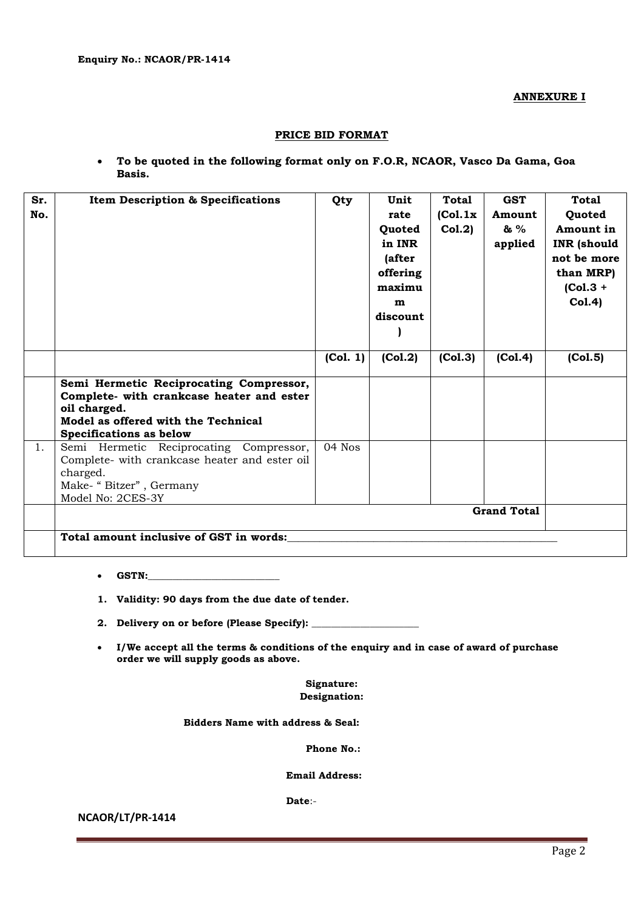**Enquiry No.: NCAOR/PR-1414**

**ANNEXURE I**

**PRICE BID FORMAT**

- **To be quoted in the following format only on F.O.R, NCAOR, Vasco Da Gama, Goa Basis.**

| Sr. No. | Item Description & Specifications | Qty | Unit rate Quoted in INR (after offering maximum discount) | Total (Col.1x Col.2) | GST Amount & % applied | Total Quoted Amount in INR (should not be more than MRP) (Col.3 + Col.4) |
|---|---|---|---|---|---|---|
| | | (Col. 1) | (Col.2) | (Col.3) | (Col.4) | (Col.5) |
| | **Semi Hermetic Reciprocating Compressor, Complete- with crankcase heater and ester oil charged. Model as offered with the Technical Specifications as below** | | | | | |
| 1. | Semi Hermetic Reciprocating Compressor, Complete- with crankcase heater and ester oil charged. Make- " Bitzer" , Germany Model No: 2CES-3Y | 04 Nos | | | | |
| | **Grand Total** | | | | | |
| | **Total amount inclusive of GST in words:**_______________ | | | | | |

- **GSTN:**_______________

1. **Validity: 90 days from the due date of tender.**
2. **Delivery on or before (Please Specify):** _______________

- **I/We accept all the terms & conditions of the enquiry and in case of award of purchase order we will supply goods as above.**

**Signature:**
**Designation:**

**Bidders Name with address & Seal:**

**Phone No.:**

**Email Address:**

**Date**:-

**NCAOR/LT/PR-1414**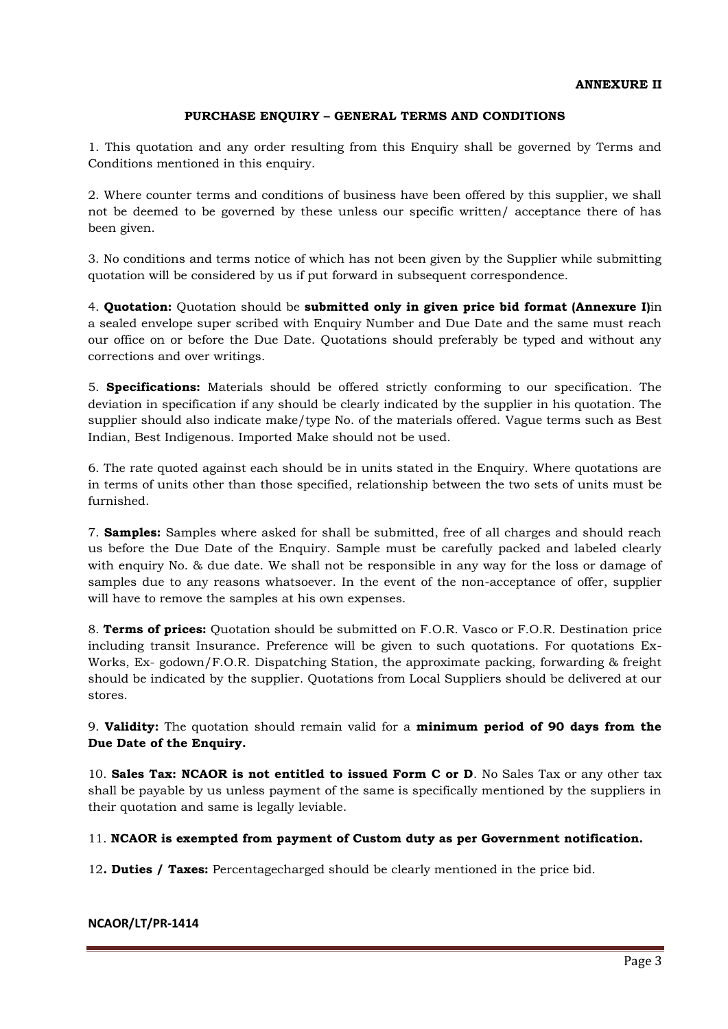**ANNEXURE II**

**PURCHASE ENQUIRY – GENERAL TERMS AND CONDITIONS**

1. This quotation and any order resulting from this Enquiry shall be governed by Terms and Conditions mentioned in this enquiry.

2. Where counter terms and conditions of business have been offered by this supplier, we shall not be deemed to be governed by these unless our specific written/ acceptance there of has been given.

3. No conditions and terms notice of which has not been given by the Supplier while submitting quotation will be considered by us if put forward in subsequent correspondence.

4. **Quotation:** Quotation should be **submitted only in given price bid format (Annexure I)**in a sealed envelope super scribed with Enquiry Number and Due Date and the same must reach our office on or before the Due Date. Quotations should preferably be typed and without any corrections and over writings.

5. **Specifications:** Materials should be offered strictly conforming to our specification. The deviation in specification if any should be clearly indicated by the supplier in his quotation. The supplier should also indicate make/type No. of the materials offered. Vague terms such as Best Indian, Best Indigenous. Imported Make should not be used.

6. The rate quoted against each should be in units stated in the Enquiry. Where quotations are in terms of units other than those specified, relationship between the two sets of units must be furnished.

7. **Samples:** Samples where asked for shall be submitted, free of all charges and should reach us before the Due Date of the Enquiry. Sample must be carefully packed and labeled clearly with enquiry No. & due date. We shall not be responsible in any way for the loss or damage of samples due to any reasons whatsoever. In the event of the non-acceptance of offer, supplier will have to remove the samples at his own expenses.

8. **Terms of prices:** Quotation should be submitted on F.O.R. Vasco or F.O.R. Destination price including transit Insurance. Preference will be given to such quotations. For quotations Ex-Works, Ex- godown/F.O.R. Dispatching Station, the approximate packing, forwarding & freight should be indicated by the supplier. Quotations from Local Suppliers should be delivered at our stores.

9. **Validity:** The quotation should remain valid for a **minimum period of 90 days from the Due Date of the Enquiry.**

10. **Sales Tax: NCAOR is not entitled to issued Form C or D**. No Sales Tax or any other tax shall be payable by us unless payment of the same is specifically mentioned by the suppliers in their quotation and same is legally leviable.

11. **NCAOR is exempted from payment of Custom duty as per Government notification.**

12**. Duties / Taxes:** Percentagecharged should be clearly mentioned in the price bid.

**NCAOR/LT/PR-1414**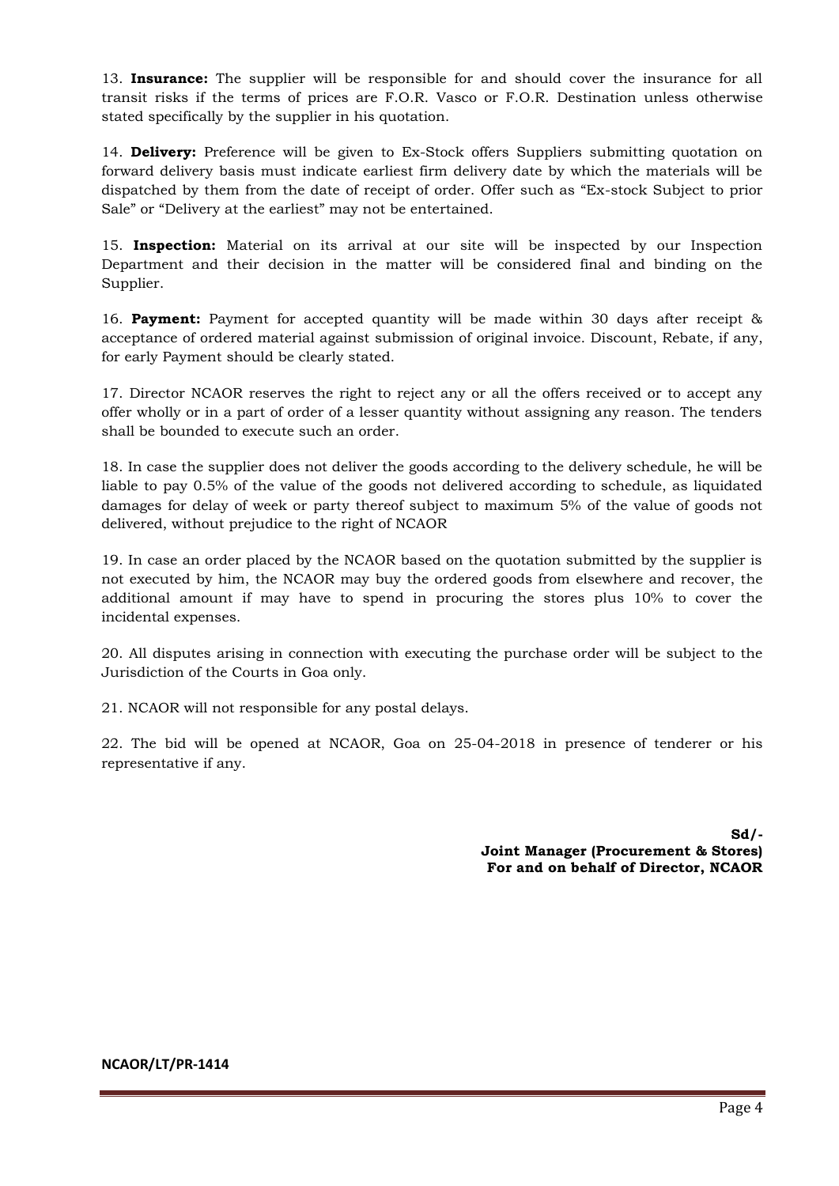13. **Insurance:** The supplier will be responsible for and should cover the insurance for all transit risks if the terms of prices are F.O.R. Vasco or F.O.R. Destination unless otherwise stated specifically by the supplier in his quotation.

14. **Delivery:** Preference will be given to Ex-Stock offers Suppliers submitting quotation on forward delivery basis must indicate earliest firm delivery date by which the materials will be dispatched by them from the date of receipt of order. Offer such as "Ex-stock Subject to prior Sale" or "Delivery at the earliest" may not be entertained.

15. **Inspection:** Material on its arrival at our site will be inspected by our Inspection Department and their decision in the matter will be considered final and binding on the Supplier.

16. **Payment:** Payment for accepted quantity will be made within 30 days after receipt & acceptance of ordered material against submission of original invoice. Discount, Rebate, if any, for early Payment should be clearly stated.

17. Director NCAOR reserves the right to reject any or all the offers received or to accept any offer wholly or in a part of order of a lesser quantity without assigning any reason. The tenders shall be bounded to execute such an order.

18. In case the supplier does not deliver the goods according to the delivery schedule, he will be liable to pay 0.5% of the value of the goods not delivered according to schedule, as liquidated damages for delay of week or party thereof subject to maximum 5% of the value of goods not delivered, without prejudice to the right of NCAOR

19. In case an order placed by the NCAOR based on the quotation submitted by the supplier is not executed by him, the NCAOR may buy the ordered goods from elsewhere and recover, the additional amount if may have to spend in procuring the stores plus 10% to cover the incidental expenses.

20. All disputes arising in connection with executing the purchase order will be subject to the Jurisdiction of the Courts in Goa only.

21. NCAOR will not responsible for any postal delays.

22. The bid will be opened at NCAOR, Goa on 25-04-2018 in presence of tenderer or his representative if any.

**Sd/-**
**Joint Manager (Procurement & Stores)**
**For and on behalf of Director, NCAOR**

**NCAOR/LT/PR-1414**